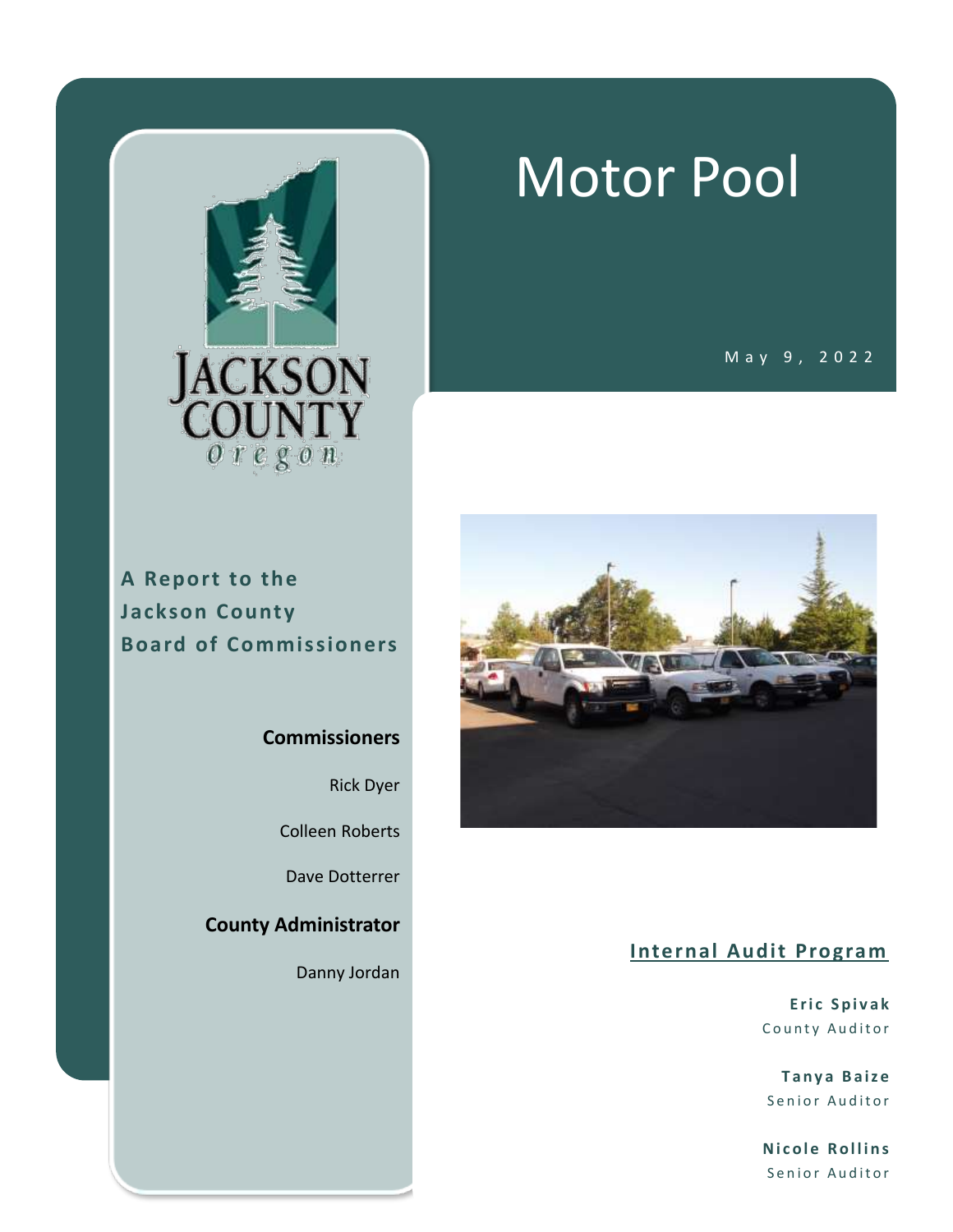# Motor Pool

May 9, 2022

Jackson County Oregon

**A Report to the Jackson County Board of Commissioners**

**Commissioners**

Rick Dyer

Colleen Roberts

Dave Dotterrer

**County Administrator**

Danny Jordan

## Internal Audit Program

**Eric Spivak**
County Auditor

**Tanya Baize**
Senior Auditor

**Nicole Rollins**
Senior Auditor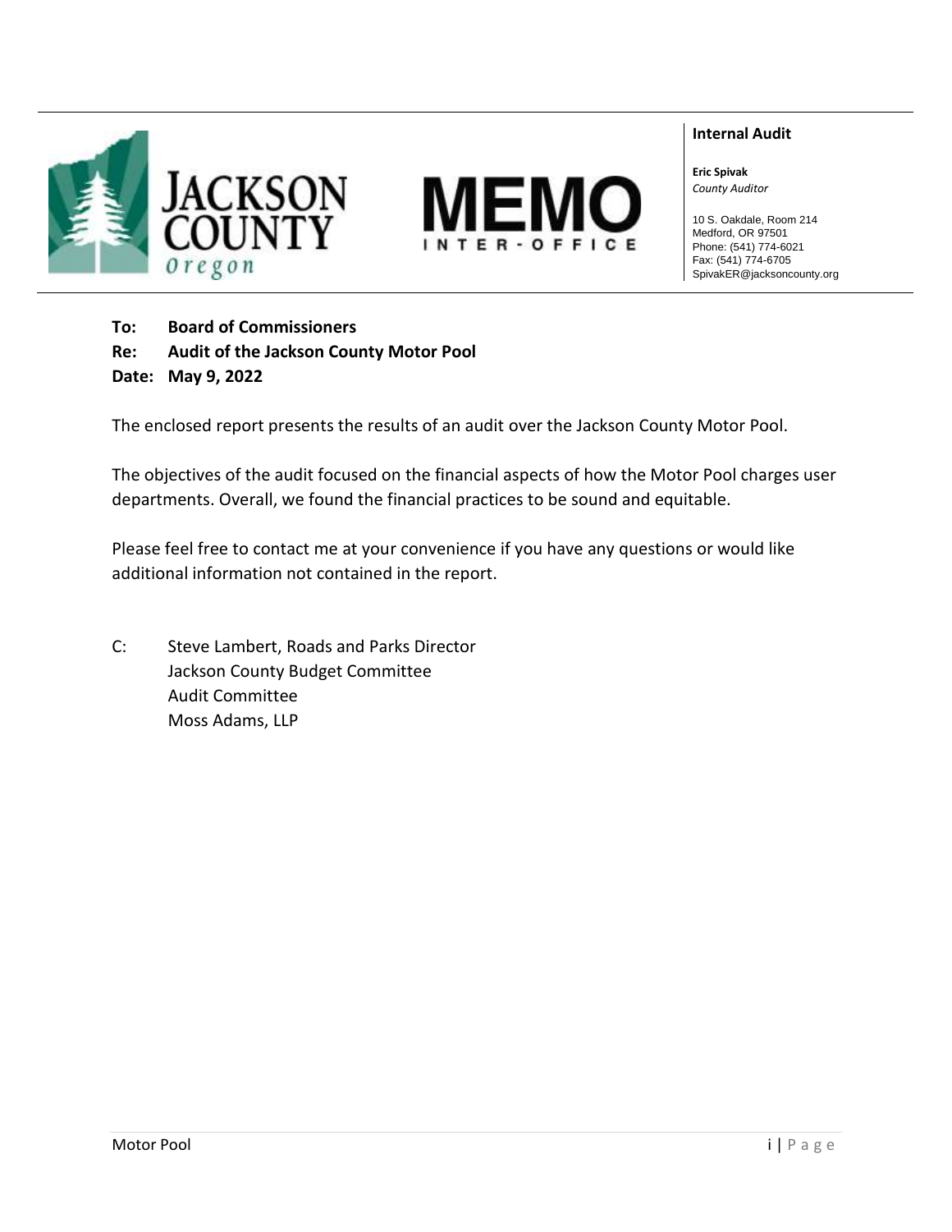JACKSON COUNTY Oregon

# MEMO
INTER-OFFICE

**Internal Audit**

**Eric Spivak**
*County Auditor*

10 S. Oakdale, Room 214
Medford, OR 97501
Phone: (541) 774-6021
Fax: (541) 774-6705
SpivakER@jacksoncounty.org

**To: Board of Commissioners**
**Re: Audit of the Jackson County Motor Pool**
**Date: May 9, 2022**

The enclosed report presents the results of an audit over the Jackson County Motor Pool.

The objectives of the audit focused on the financial aspects of how the Motor Pool charges user departments. Overall, we found the financial practices to be sound and equitable.

Please feel free to contact me at your convenience if you have any questions or would like additional information not contained in the report.

C: Steve Lambert, Roads and Parks Director
Jackson County Budget Committee
Audit Committee
Moss Adams, LLP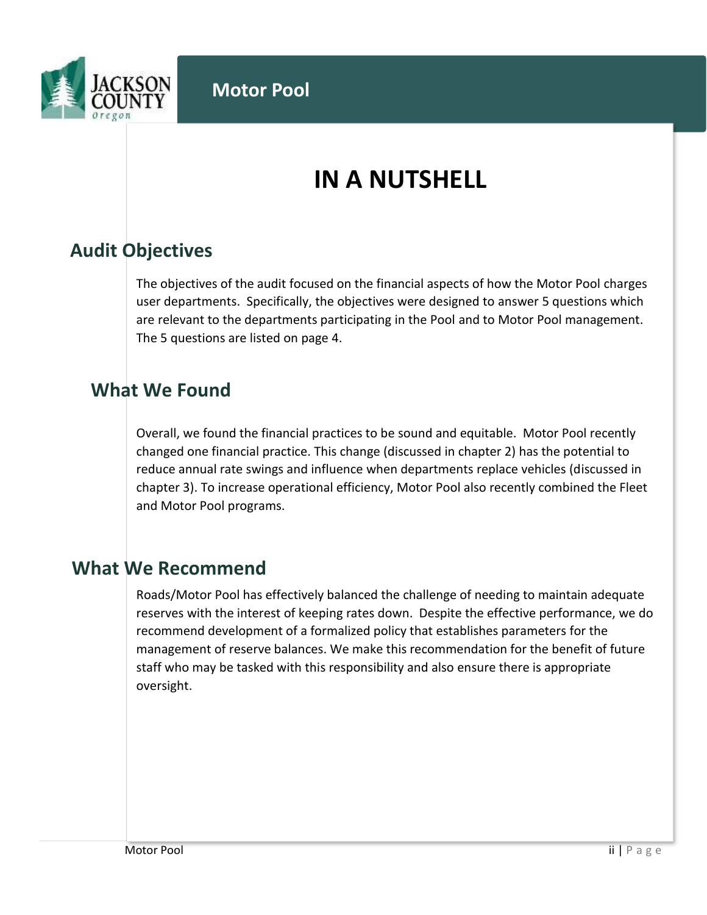# IN A NUTSHELL

## Audit Objectives

The objectives of the audit focused on the financial aspects of how the Motor Pool charges user departments. Specifically, the objectives were designed to answer 5 questions which are relevant to the departments participating in the Pool and to Motor Pool management. The 5 questions are listed on page 4.

## What We Found

Overall, we found the financial practices to be sound and equitable. Motor Pool recently changed one financial practice. This change (discussed in chapter 2) has the potential to reduce annual rate swings and influence when departments replace vehicles (discussed in chapter 3). To increase operational efficiency, Motor Pool also recently combined the Fleet and Motor Pool programs.

## What We Recommend

Roads/Motor Pool has effectively balanced the challenge of needing to maintain adequate reserves with the interest of keeping rates down. Despite the effective performance, we do recommend development of a formalized policy that establishes parameters for the management of reserve balances. We make this recommendation for the benefit of future staff who may be tasked with this responsibility and also ensure there is appropriate oversight.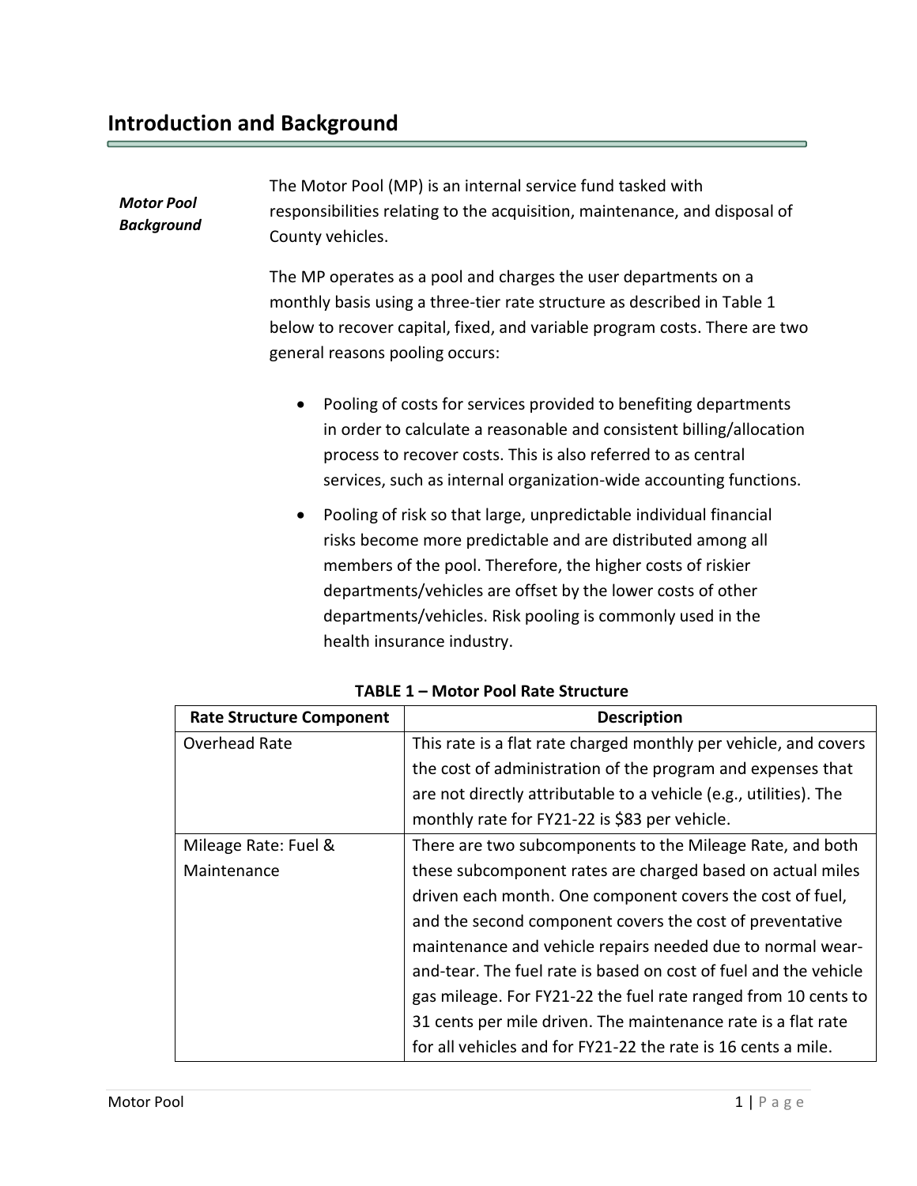## Introduction and Background

***Motor Pool Background***

The Motor Pool (MP) is an internal service fund tasked with responsibilities relating to the acquisition, maintenance, and disposal of County vehicles.

The MP operates as a pool and charges the user departments on a monthly basis using a three-tier rate structure as described in Table 1 below to recover capital, fixed, and variable program costs. There are two general reasons pooling occurs:

- Pooling of costs for services provided to benefiting departments in order to calculate a reasonable and consistent billing/allocation process to recover costs. This is also referred to as central services, such as internal organization-wide accounting functions.
- Pooling of risk so that large, unpredictable individual financial risks become more predictable and are distributed among all members of the pool. Therefore, the higher costs of riskier departments/vehicles are offset by the lower costs of other departments/vehicles. Risk pooling is commonly used in the health insurance industry.

**TABLE 1 – Motor Pool Rate Structure**

| Rate Structure Component | Description |
|---|---|
| Overhead Rate | This rate is a flat rate charged monthly per vehicle, and covers the cost of administration of the program and expenses that are not directly attributable to a vehicle (e.g., utilities). The monthly rate for FY21-22 is $83 per vehicle. |
| Mileage Rate: Fuel & Maintenance | There are two subcomponents to the Mileage Rate, and both these subcomponent rates are charged based on actual miles driven each month. One component covers the cost of fuel, and the second component covers the cost of preventative maintenance and vehicle repairs needed due to normal wear-and-tear. The fuel rate is based on cost of fuel and the vehicle gas mileage. For FY21-22 the fuel rate ranged from 10 cents to 31 cents per mile driven. The maintenance rate is a flat rate for all vehicles and for FY21-22 the rate is 16 cents a mile. |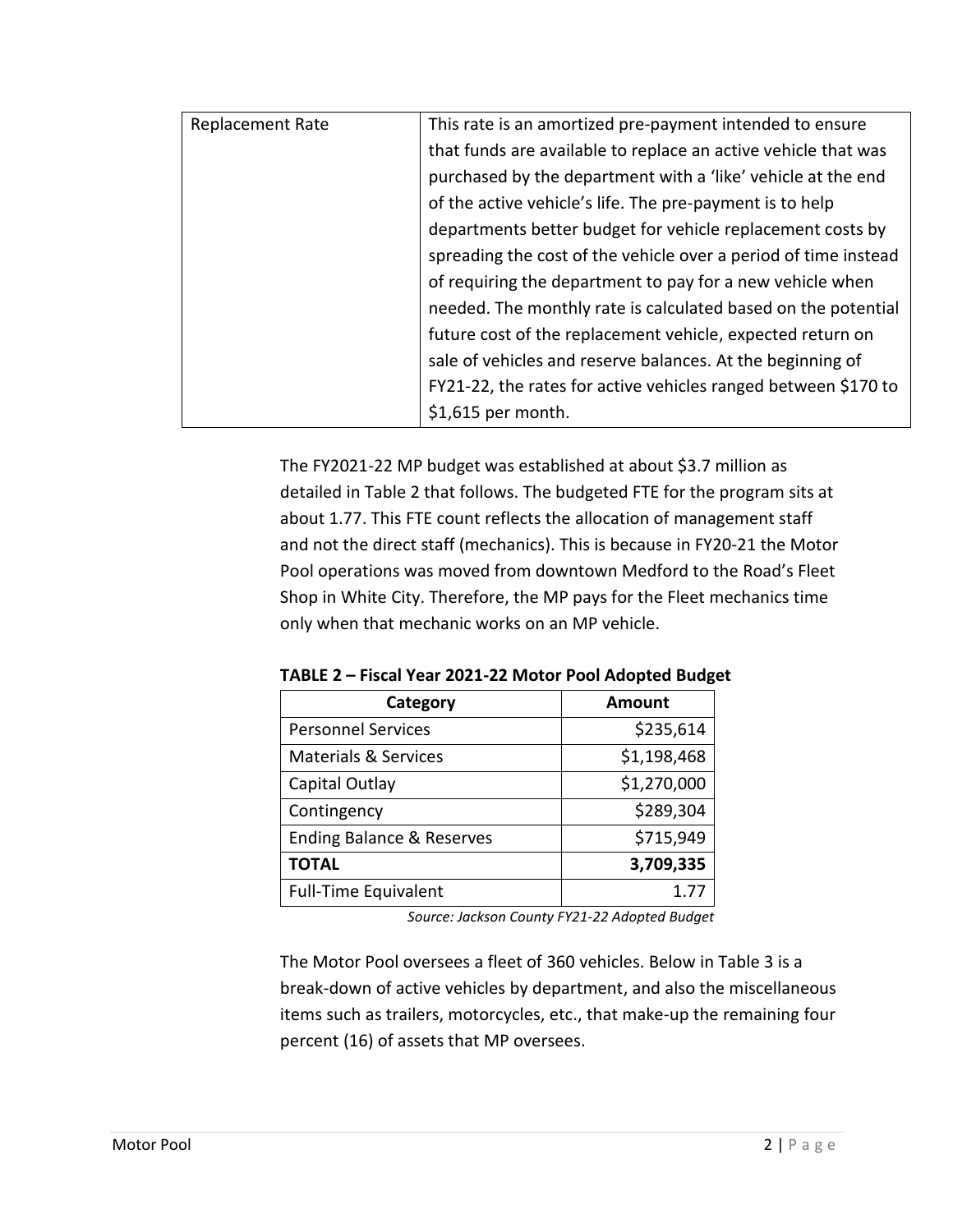| Replacement Rate | This rate is an amortized pre-payment intended to ensure that funds are available to replace an active vehicle that was purchased by the department with a 'like' vehicle at the end of the active vehicle's life. The pre-payment is to help departments better budget for vehicle replacement costs by spreading the cost of the vehicle over a period of time instead of requiring the department to pay for a new vehicle when needed. The monthly rate is calculated based on the potential future cost of the replacement vehicle, expected return on sale of vehicles and reserve balances. At the beginning of FY21-22, the rates for active vehicles ranged between $170 to $1,615 per month. |
|---|---|

The FY2021-22 MP budget was established at about $3.7 million as detailed in Table 2 that follows. The budgeted FTE for the program sits at about 1.77. This FTE count reflects the allocation of management staff and not the direct staff (mechanics). This is because in FY20-21 the Motor Pool operations was moved from downtown Medford to the Road's Fleet Shop in White City. Therefore, the MP pays for the Fleet mechanics time only when that mechanic works on an MP vehicle.

**TABLE 2 – Fiscal Year 2021-22 Motor Pool Adopted Budget**

| Category | Amount |
|---|---:|
| Personnel Services | $235,614 |
| Materials & Services | $1,198,468 |
| Capital Outlay | $1,270,000 |
| Contingency | $289,304 |
| Ending Balance & Reserves | $715,949 |
| **TOTAL** | **3,709,335** |
| Full-Time Equivalent | 1.77 |

*Source: Jackson County FY21-22 Adopted Budget*

The Motor Pool oversees a fleet of 360 vehicles. Below in Table 3 is a break-down of active vehicles by department, and also the miscellaneous items such as trailers, motorcycles, etc., that make-up the remaining four percent (16) of assets that MP oversees.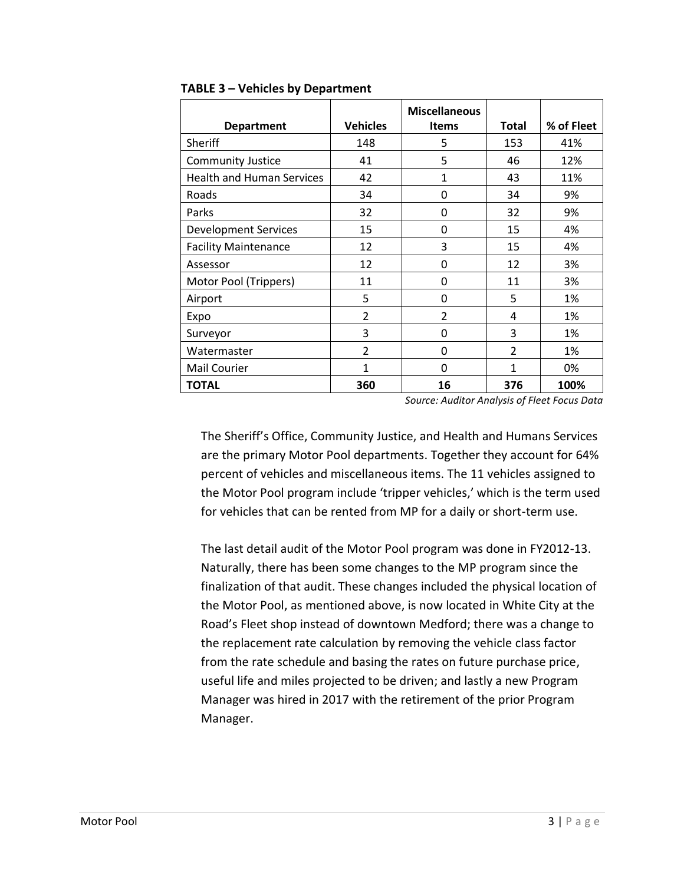**TABLE 3 – Vehicles by Department**

| Department | Vehicles | Miscellaneous Items | Total | % of Fleet |
|---|---|---|---|---|
| Sheriff | 148 | 5 | 153 | 41% |
| Community Justice | 41 | 5 | 46 | 12% |
| Health and Human Services | 42 | 1 | 43 | 11% |
| Roads | 34 | 0 | 34 | 9% |
| Parks | 32 | 0 | 32 | 9% |
| Development Services | 15 | 0 | 15 | 4% |
| Facility Maintenance | 12 | 3 | 15 | 4% |
| Assessor | 12 | 0 | 12 | 3% |
| Motor Pool (Trippers) | 11 | 0 | 11 | 3% |
| Airport | 5 | 0 | 5 | 1% |
| Expo | 2 | 2 | 4 | 1% |
| Surveyor | 3 | 0 | 3 | 1% |
| Watermaster | 2 | 0 | 2 | 1% |
| Mail Courier | 1 | 0 | 1 | 0% |
| **TOTAL** | **360** | **16** | **376** | **100%** |

*Source: Auditor Analysis of Fleet Focus Data*

The Sheriff's Office, Community Justice, and Health and Humans Services are the primary Motor Pool departments. Together they account for 64% percent of vehicles and miscellaneous items. The 11 vehicles assigned to the Motor Pool program include 'tripper vehicles,' which is the term used for vehicles that can be rented from MP for a daily or short-term use.

The last detail audit of the Motor Pool program was done in FY2012-13. Naturally, there has been some changes to the MP program since the finalization of that audit. These changes included the physical location of the Motor Pool, as mentioned above, is now located in White City at the Road's Fleet shop instead of downtown Medford; there was a change to the replacement rate calculation by removing the vehicle class factor from the rate schedule and basing the rates on future purchase price, useful life and miles projected to be driven; and lastly a new Program Manager was hired in 2017 with the retirement of the prior Program Manager.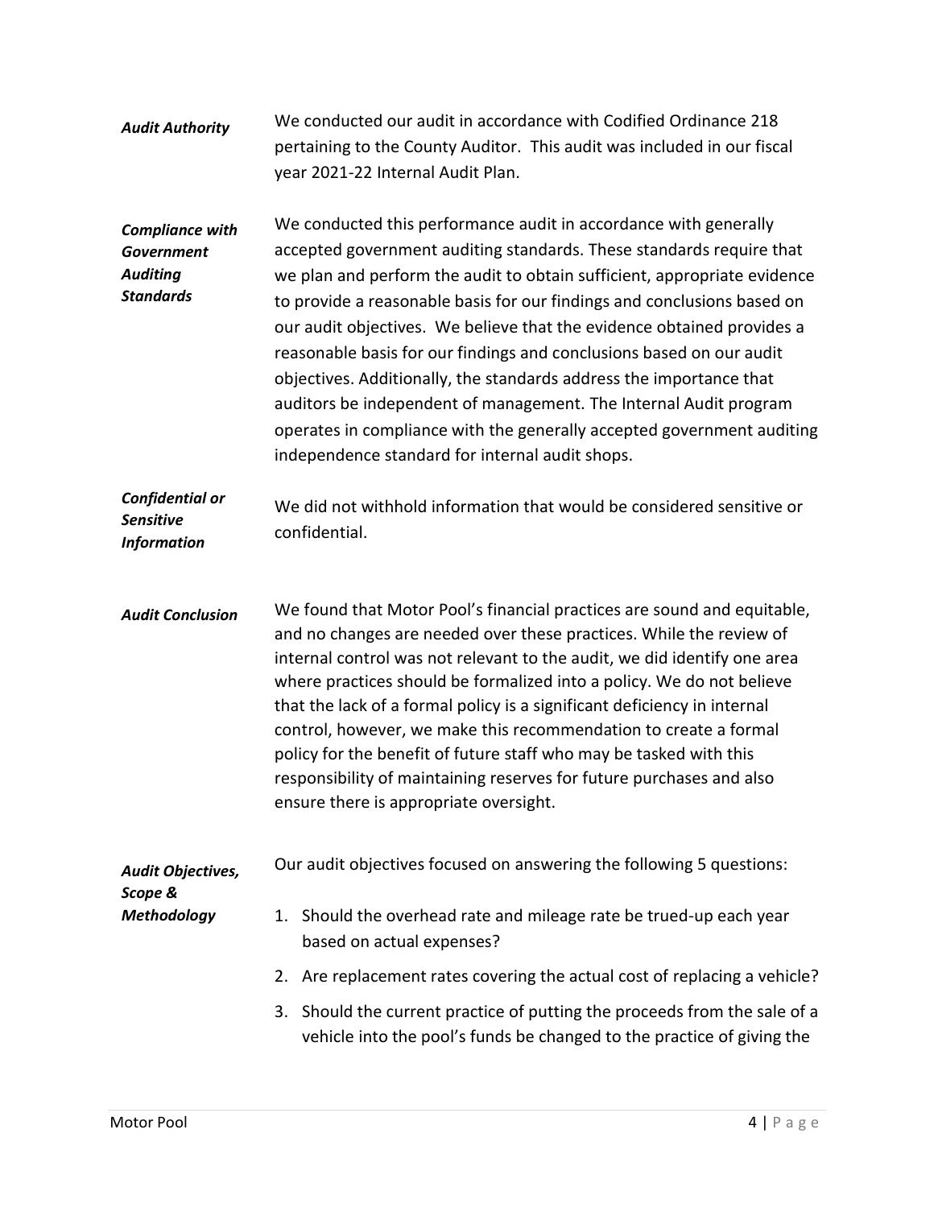***Audit Authority***

We conducted our audit in accordance with Codified Ordinance 218 pertaining to the County Auditor. This audit was included in our fiscal year 2021-22 Internal Audit Plan.

***Compliance with Government Auditing Standards***

We conducted this performance audit in accordance with generally accepted government auditing standards. These standards require that we plan and perform the audit to obtain sufficient, appropriate evidence to provide a reasonable basis for our findings and conclusions based on our audit objectives. We believe that the evidence obtained provides a reasonable basis for our findings and conclusions based on our audit objectives. Additionally, the standards address the importance that auditors be independent of management. The Internal Audit program operates in compliance with the generally accepted government auditing independence standard for internal audit shops.

***Confidential or Sensitive Information***

We did not withhold information that would be considered sensitive or confidential.

***Audit Conclusion***

We found that Motor Pool's financial practices are sound and equitable, and no changes are needed over these practices. While the review of internal control was not relevant to the audit, we did identify one area where practices should be formalized into a policy. We do not believe that the lack of a formal policy is a significant deficiency in internal control, however, we make this recommendation to create a formal policy for the benefit of future staff who may be tasked with this responsibility of maintaining reserves for future purchases and also ensure there is appropriate oversight.

***Audit Objectives, Scope & Methodology***

Our audit objectives focused on answering the following 5 questions:

1. Should the overhead rate and mileage rate be trued-up each year based on actual expenses?
2. Are replacement rates covering the actual cost of replacing a vehicle?
3. Should the current practice of putting the proceeds from the sale of a vehicle into the pool's funds be changed to the practice of giving the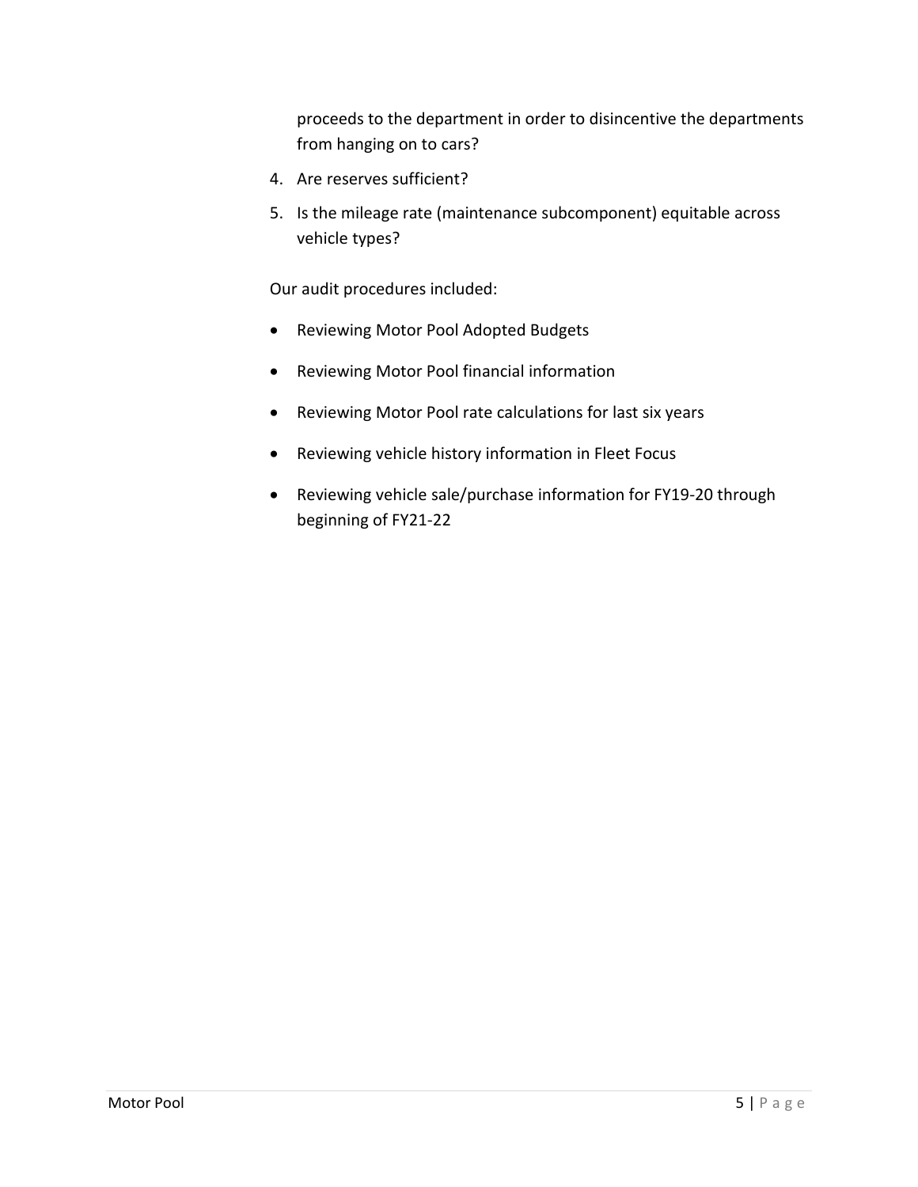proceeds to the department in order to disincentive the departments from hanging on to cars?

4. Are reserves sufficient?
5. Is the mileage rate (maintenance subcomponent) equitable across vehicle types?

Our audit procedures included:

- Reviewing Motor Pool Adopted Budgets
- Reviewing Motor Pool financial information
- Reviewing Motor Pool rate calculations for last six years
- Reviewing vehicle history information in Fleet Focus
- Reviewing vehicle sale/purchase information for FY19-20 through beginning of FY21-22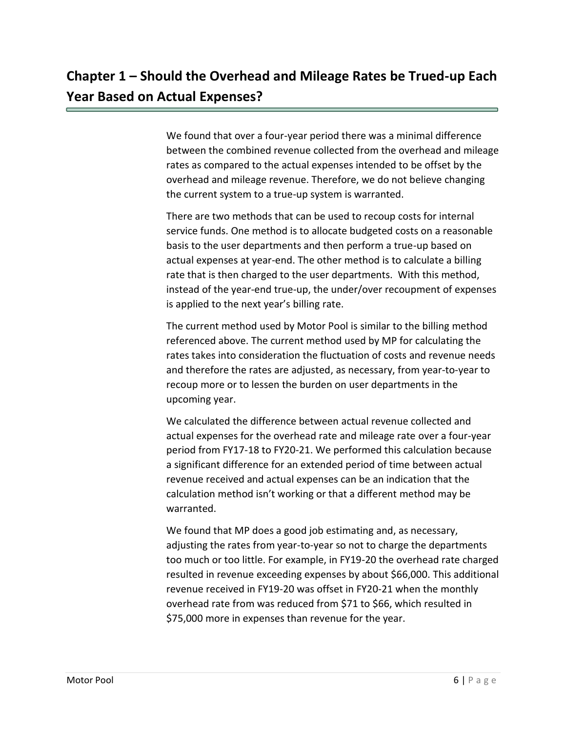# Chapter 1 – Should the Overhead and Mileage Rates be Trued-up Each Year Based on Actual Expenses?

We found that over a four-year period there was a minimal difference between the combined revenue collected from the overhead and mileage rates as compared to the actual expenses intended to be offset by the overhead and mileage revenue. Therefore, we do not believe changing the current system to a true-up system is warranted.

There are two methods that can be used to recoup costs for internal service funds. One method is to allocate budgeted costs on a reasonable basis to the user departments and then perform a true-up based on actual expenses at year-end. The other method is to calculate a billing rate that is then charged to the user departments. With this method, instead of the year-end true-up, the under/over recoupment of expenses is applied to the next year's billing rate.

The current method used by Motor Pool is similar to the billing method referenced above. The current method used by MP for calculating the rates takes into consideration the fluctuation of costs and revenue needs and therefore the rates are adjusted, as necessary, from year-to-year to recoup more or to lessen the burden on user departments in the upcoming year.

We calculated the difference between actual revenue collected and actual expenses for the overhead rate and mileage rate over a four-year period from FY17-18 to FY20-21. We performed this calculation because a significant difference for an extended period of time between actual revenue received and actual expenses can be an indication that the calculation method isn't working or that a different method may be warranted.

We found that MP does a good job estimating and, as necessary, adjusting the rates from year-to-year so not to charge the departments too much or too little. For example, in FY19-20 the overhead rate charged resulted in revenue exceeding expenses by about $66,000. This additional revenue received in FY19-20 was offset in FY20-21 when the monthly overhead rate from was reduced from $71 to $66, which resulted in $75,000 more in expenses than revenue for the year.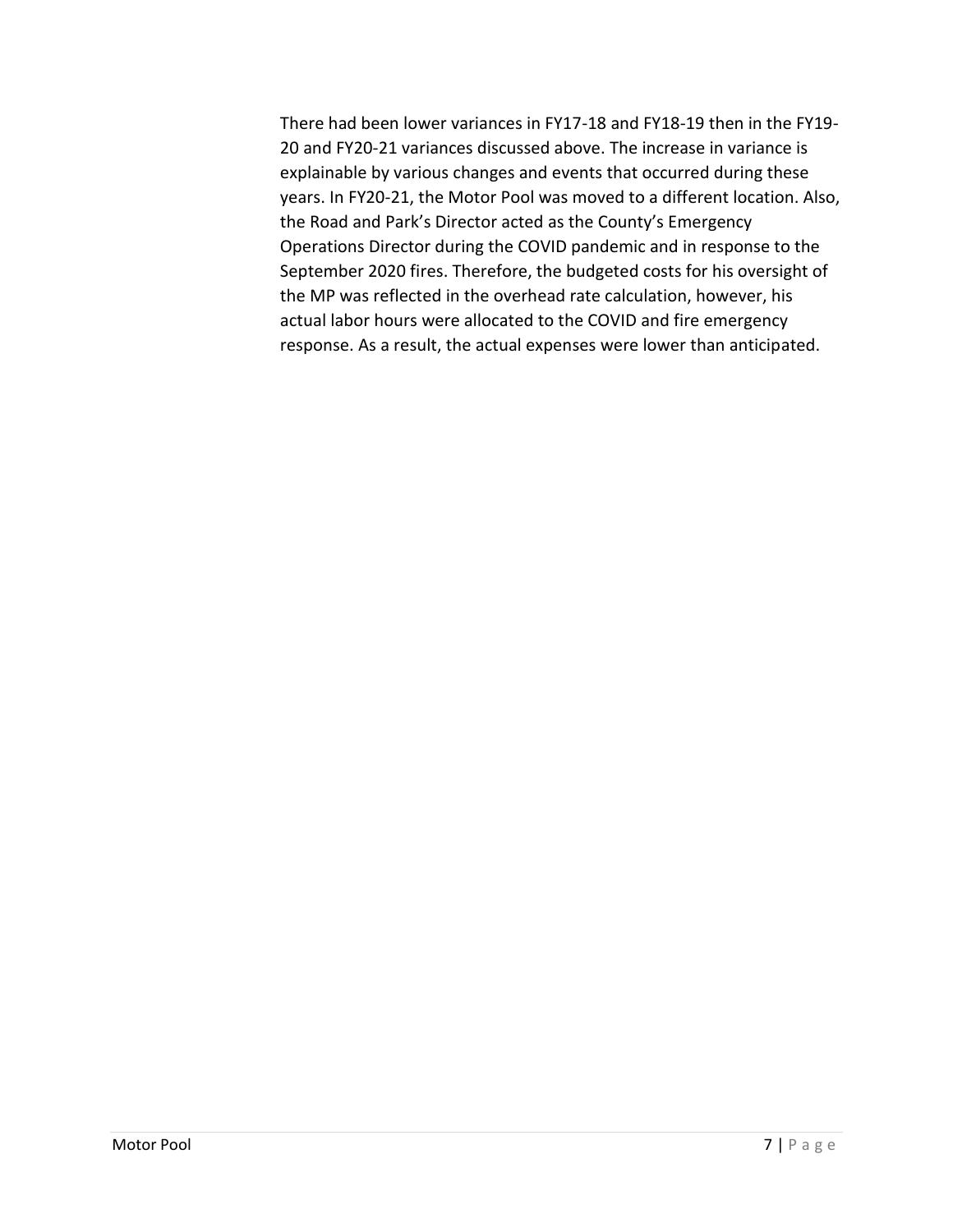There had been lower variances in FY17-18 and FY18-19 then in the FY19-20 and FY20-21 variances discussed above. The increase in variance is explainable by various changes and events that occurred during these years. In FY20-21, the Motor Pool was moved to a different location. Also, the Road and Park's Director acted as the County's Emergency Operations Director during the COVID pandemic and in response to the September 2020 fires. Therefore, the budgeted costs for his oversight of the MP was reflected in the overhead rate calculation, however, his actual labor hours were allocated to the COVID and fire emergency response. As a result, the actual expenses were lower than anticipated.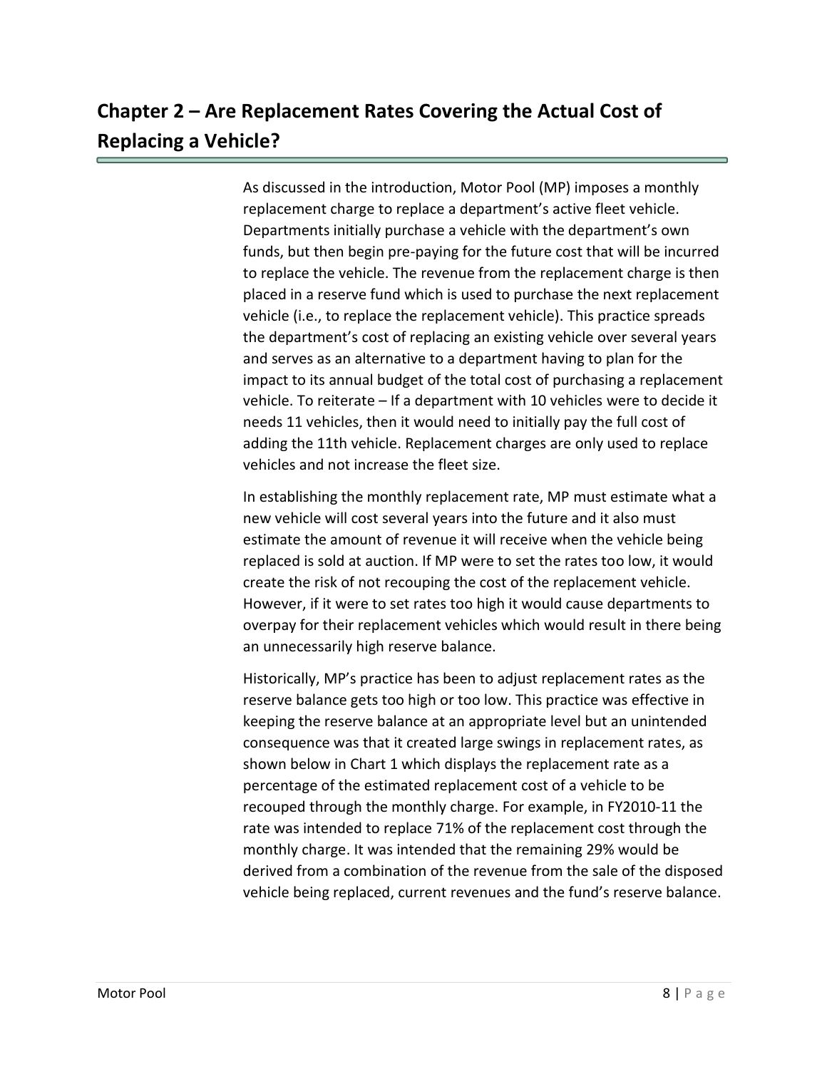## Chapter 2 – Are Replacement Rates Covering the Actual Cost of Replacing a Vehicle?

As discussed in the introduction, Motor Pool (MP) imposes a monthly replacement charge to replace a department's active fleet vehicle. Departments initially purchase a vehicle with the department's own funds, but then begin pre-paying for the future cost that will be incurred to replace the vehicle. The revenue from the replacement charge is then placed in a reserve fund which is used to purchase the next replacement vehicle (i.e., to replace the replacement vehicle). This practice spreads the department's cost of replacing an existing vehicle over several years and serves as an alternative to a department having to plan for the impact to its annual budget of the total cost of purchasing a replacement vehicle. To reiterate – If a department with 10 vehicles were to decide it needs 11 vehicles, then it would need to initially pay the full cost of adding the 11th vehicle. Replacement charges are only used to replace vehicles and not increase the fleet size.

In establishing the monthly replacement rate, MP must estimate what a new vehicle will cost several years into the future and it also must estimate the amount of revenue it will receive when the vehicle being replaced is sold at auction. If MP were to set the rates too low, it would create the risk of not recouping the cost of the replacement vehicle. However, if it were to set rates too high it would cause departments to overpay for their replacement vehicles which would result in there being an unnecessarily high reserve balance.

Historically, MP's practice has been to adjust replacement rates as the reserve balance gets too high or too low. This practice was effective in keeping the reserve balance at an appropriate level but an unintended consequence was that it created large swings in replacement rates, as shown below in Chart 1 which displays the replacement rate as a percentage of the estimated replacement cost of a vehicle to be recouped through the monthly charge. For example, in FY2010-11 the rate was intended to replace 71% of the replacement cost through the monthly charge. It was intended that the remaining 29% would be derived from a combination of the revenue from the sale of the disposed vehicle being replaced, current revenues and the fund's reserve balance.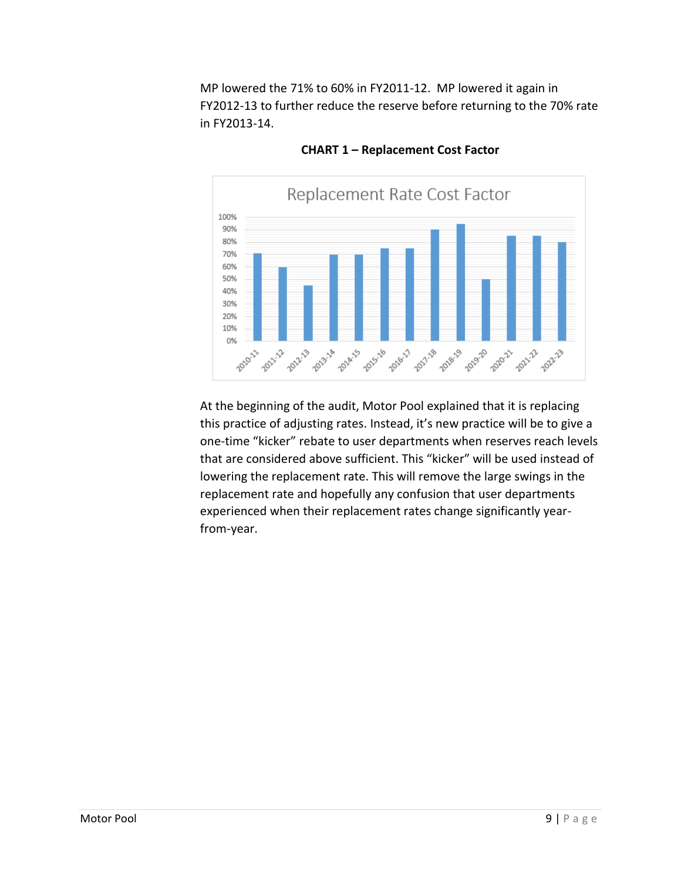MP lowered the 71% to 60% in FY2011-12. MP lowered it again in FY2012-13 to further reduce the reserve before returning to the 70% rate in FY2013-14.

**CHART 1 – Replacement Cost Factor**

At the beginning of the audit, Motor Pool explained that it is replacing this practice of adjusting rates. Instead, it's new practice will be to give a one-time "kicker" rebate to user departments when reserves reach levels that are considered above sufficient. This "kicker" will be used instead of lowering the replacement rate. This will remove the large swings in the replacement rate and hopefully any confusion that user departments experienced when their replacement rates change significantly year-from-year.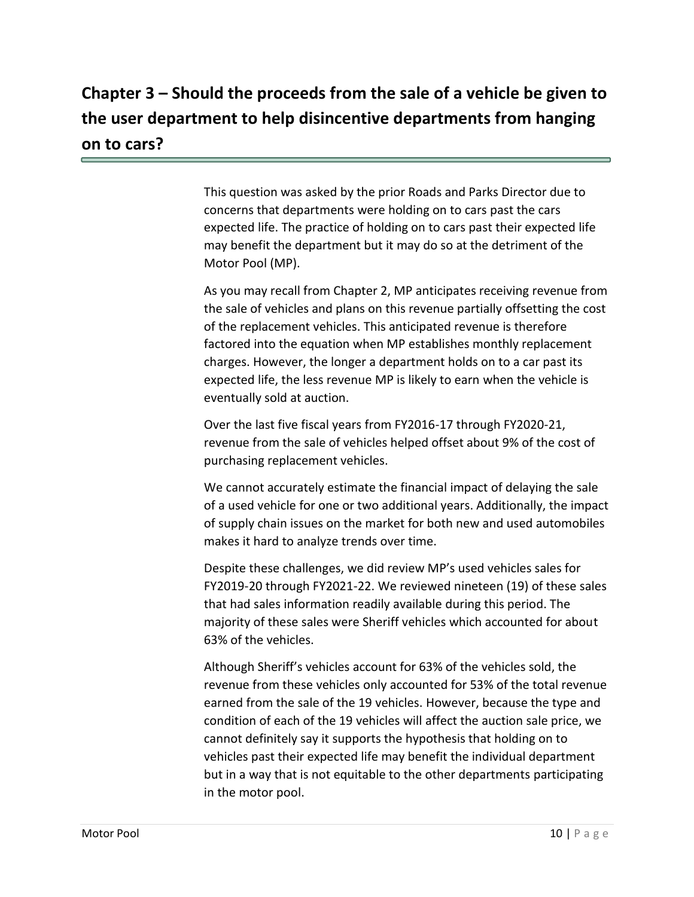## Chapter 3 – Should the proceeds from the sale of a vehicle be given to the user department to help disincentive departments from hanging on to cars?

This question was asked by the prior Roads and Parks Director due to concerns that departments were holding on to cars past the cars expected life. The practice of holding on to cars past their expected life may benefit the department but it may do so at the detriment of the Motor Pool (MP).

As you may recall from Chapter 2, MP anticipates receiving revenue from the sale of vehicles and plans on this revenue partially offsetting the cost of the replacement vehicles. This anticipated revenue is therefore factored into the equation when MP establishes monthly replacement charges. However, the longer a department holds on to a car past its expected life, the less revenue MP is likely to earn when the vehicle is eventually sold at auction.

Over the last five fiscal years from FY2016-17 through FY2020-21, revenue from the sale of vehicles helped offset about 9% of the cost of purchasing replacement vehicles.

We cannot accurately estimate the financial impact of delaying the sale of a used vehicle for one or two additional years. Additionally, the impact of supply chain issues on the market for both new and used automobiles makes it hard to analyze trends over time.

Despite these challenges, we did review MP's used vehicles sales for FY2019-20 through FY2021-22. We reviewed nineteen (19) of these sales that had sales information readily available during this period. The majority of these sales were Sheriff vehicles which accounted for about 63% of the vehicles.

Although Sheriff's vehicles account for 63% of the vehicles sold, the revenue from these vehicles only accounted for 53% of the total revenue earned from the sale of the 19 vehicles. However, because the type and condition of each of the 19 vehicles will affect the auction sale price, we cannot definitely say it supports the hypothesis that holding on to vehicles past their expected life may benefit the individual department but in a way that is not equitable to the other departments participating in the motor pool.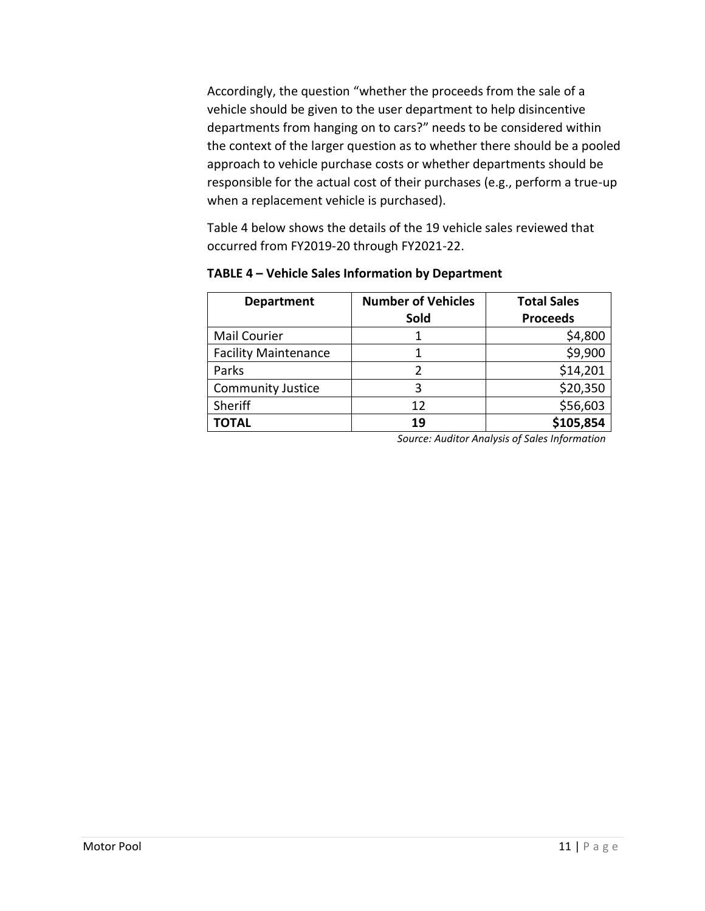Accordingly, the question "whether the proceeds from the sale of a vehicle should be given to the user department to help disincentive departments from hanging on to cars?" needs to be considered within the context of the larger question as to whether there should be a pooled approach to vehicle purchase costs or whether departments should be responsible for the actual cost of their purchases (e.g., perform a true-up when a replacement vehicle is purchased).

Table 4 below shows the details of the 19 vehicle sales reviewed that occurred from FY2019-20 through FY2021-22.

**TABLE 4 – Vehicle Sales Information by Department**

| Department | Number of Vehicles Sold | Total Sales Proceeds |
|---|---|---|
| Mail Courier | 1 | $4,800 |
| Facility Maintenance | 1 | $9,900 |
| Parks | 2 | $14,201 |
| Community Justice | 3 | $20,350 |
| Sheriff | 12 | $56,603 |
| **TOTAL** | **19** | **$105,854** |

*Source: Auditor Analysis of Sales Information*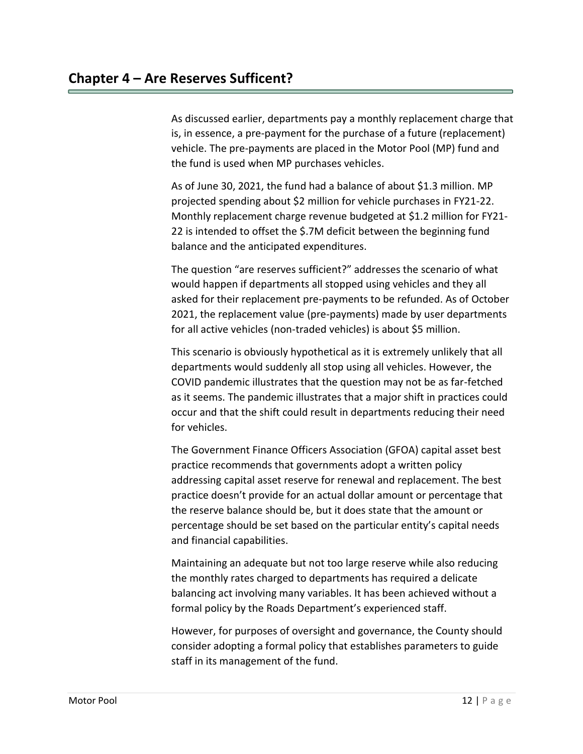## Chapter 4 – Are Reserves Sufficent?

As discussed earlier, departments pay a monthly replacement charge that is, in essence, a pre-payment for the purchase of a future (replacement) vehicle. The pre-payments are placed in the Motor Pool (MP) fund and the fund is used when MP purchases vehicles.

As of June 30, 2021, the fund had a balance of about $1.3 million. MP projected spending about $2 million for vehicle purchases in FY21-22. Monthly replacement charge revenue budgeted at $1.2 million for FY21-22 is intended to offset the $.7M deficit between the beginning fund balance and the anticipated expenditures.

The question "are reserves sufficient?" addresses the scenario of what would happen if departments all stopped using vehicles and they all asked for their replacement pre-payments to be refunded. As of October 2021, the replacement value (pre-payments) made by user departments for all active vehicles (non-traded vehicles) is about $5 million.

This scenario is obviously hypothetical as it is extremely unlikely that all departments would suddenly all stop using all vehicles. However, the COVID pandemic illustrates that the question may not be as far-fetched as it seems. The pandemic illustrates that a major shift in practices could occur and that the shift could result in departments reducing their need for vehicles.

The Government Finance Officers Association (GFOA) capital asset best practice recommends that governments adopt a written policy addressing capital asset reserve for renewal and replacement. The best practice doesn't provide for an actual dollar amount or percentage that the reserve balance should be, but it does state that the amount or percentage should be set based on the particular entity's capital needs and financial capabilities.

Maintaining an adequate but not too large reserve while also reducing the monthly rates charged to departments has required a delicate balancing act involving many variables. It has been achieved without a formal policy by the Roads Department's experienced staff.

However, for purposes of oversight and governance, the County should consider adopting a formal policy that establishes parameters to guide staff in its management of the fund.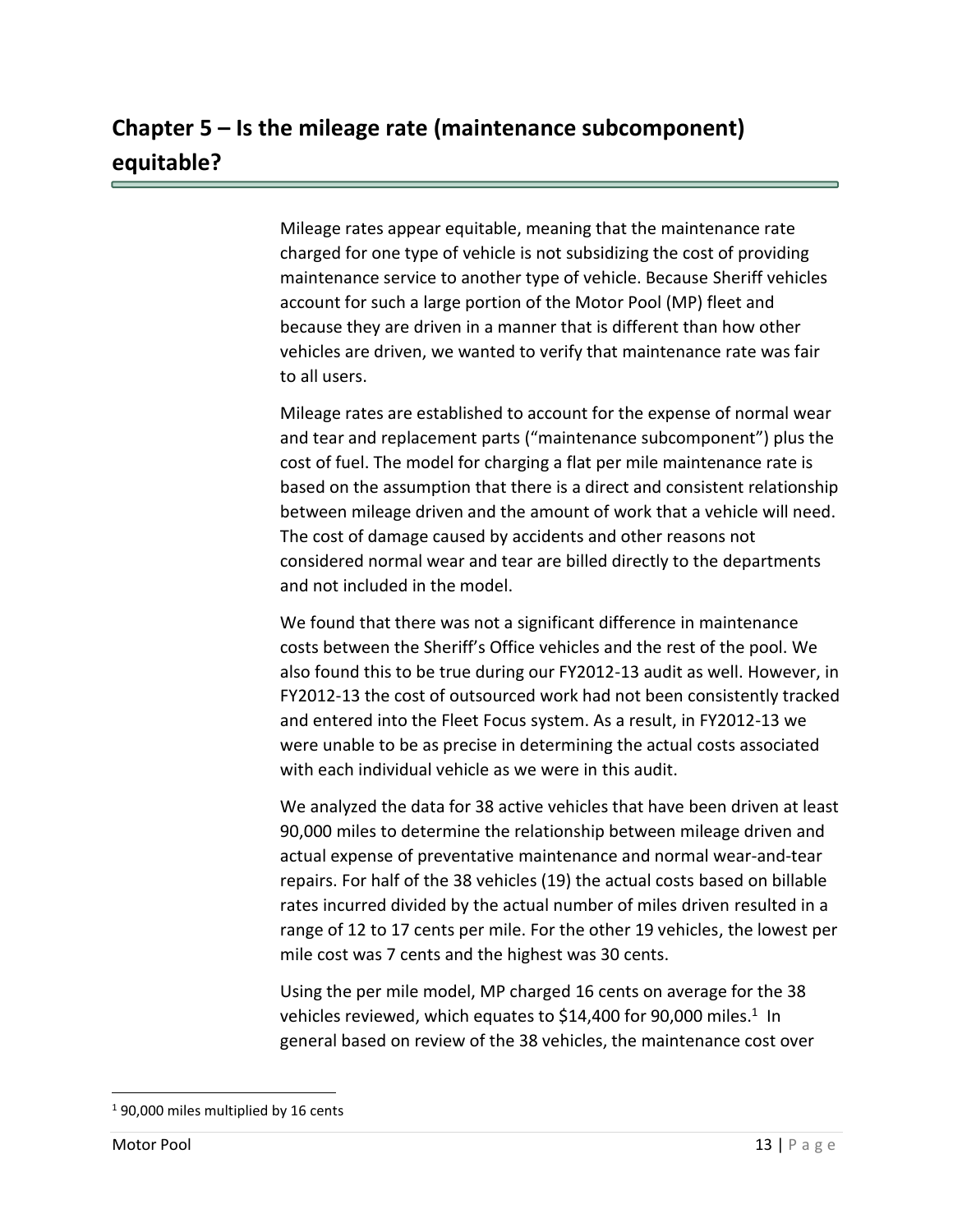## Chapter 5 – Is the mileage rate (maintenance subcomponent) equitable?

Mileage rates appear equitable, meaning that the maintenance rate charged for one type of vehicle is not subsidizing the cost of providing maintenance service to another type of vehicle. Because Sheriff vehicles account for such a large portion of the Motor Pool (MP) fleet and because they are driven in a manner that is different than how other vehicles are driven, we wanted to verify that maintenance rate was fair to all users.

Mileage rates are established to account for the expense of normal wear and tear and replacement parts ("maintenance subcomponent") plus the cost of fuel. The model for charging a flat per mile maintenance rate is based on the assumption that there is a direct and consistent relationship between mileage driven and the amount of work that a vehicle will need. The cost of damage caused by accidents and other reasons not considered normal wear and tear are billed directly to the departments and not included in the model.

We found that there was not a significant difference in maintenance costs between the Sheriff's Office vehicles and the rest of the pool. We also found this to be true during our FY2012-13 audit as well. However, in FY2012-13 the cost of outsourced work had not been consistently tracked and entered into the Fleet Focus system. As a result, in FY2012-13 we were unable to be as precise in determining the actual costs associated with each individual vehicle as we were in this audit.

We analyzed the data for 38 active vehicles that have been driven at least 90,000 miles to determine the relationship between mileage driven and actual expense of preventative maintenance and normal wear-and-tear repairs. For half of the 38 vehicles (19) the actual costs based on billable rates incurred divided by the actual number of miles driven resulted in a range of 12 to 17 cents per mile. For the other 19 vehicles, the lowest per mile cost was 7 cents and the highest was 30 cents.

Using the per mile model, MP charged 16 cents on average for the 38 vehicles reviewed, which equates to $14,400 for 90,000 miles.[1] In general based on review of the 38 vehicles, the maintenance cost over

[1] 90,000 miles multiplied by 16 cents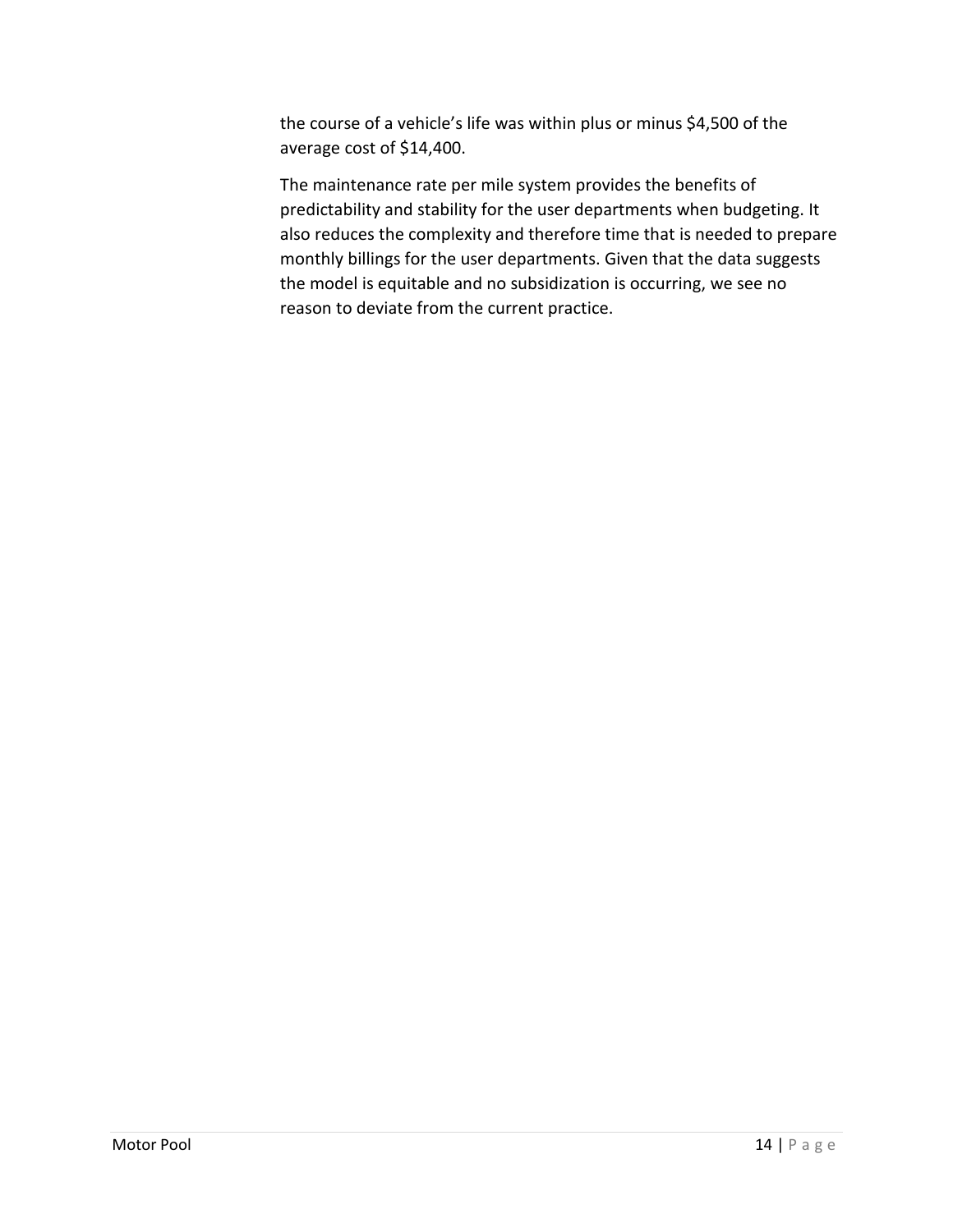the course of a vehicle's life was within plus or minus $4,500 of the average cost of $14,400.

The maintenance rate per mile system provides the benefits of predictability and stability for the user departments when budgeting. It also reduces the complexity and therefore time that is needed to prepare monthly billings for the user departments. Given that the data suggests the model is equitable and no subsidization is occurring, we see no reason to deviate from the current practice.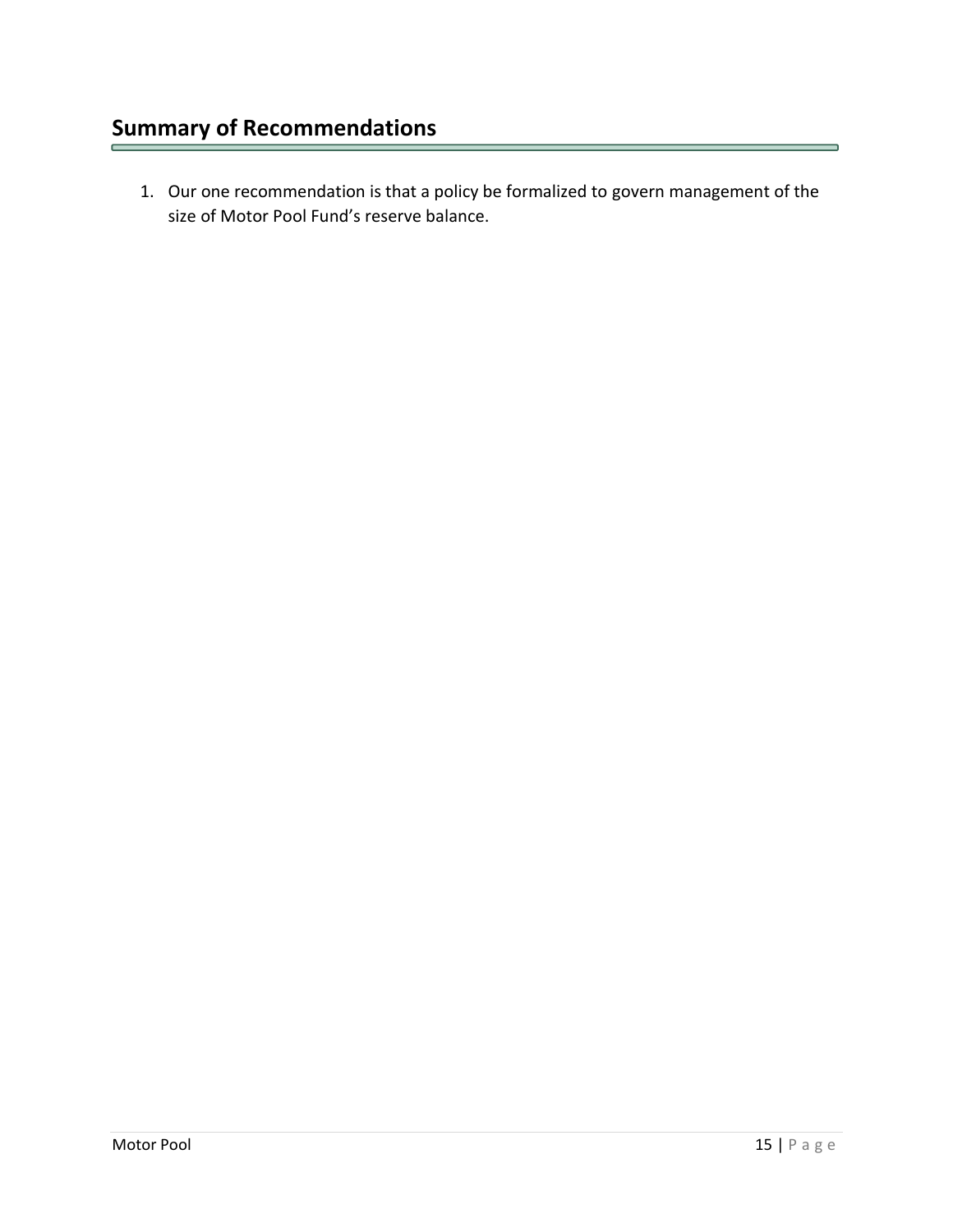## Summary of Recommendations

1. Our one recommendation is that a policy be formalized to govern management of the size of Motor Pool Fund's reserve balance.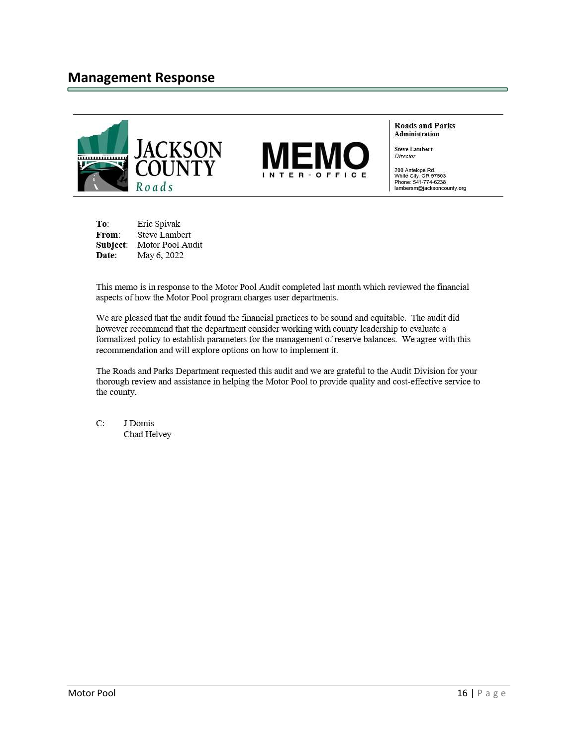## Management Response

JACKSON COUNTY *Roads*

**MEMO**
INTER-OFFICE

**Roads and Parks Administration**

**Steve Lambert**
*Director*

200 Antelope Rd.
White City, OR 97503
Phone: 541-774-6238
lambersm@jacksoncounty.org

**To**: Eric Spivak
**From**: Steve Lambert
**Subject**: Motor Pool Audit
**Date**: May 6, 2022

This memo is in response to the Motor Pool Audit completed last month which reviewed the financial aspects of how the Motor Pool program charges user departments.

We are pleased that the audit found the financial practices to be sound and equitable. The audit did however recommend that the department consider working with county leadership to evaluate a formalized policy to establish parameters for the management of reserve balances. We agree with this recommendation and will explore options on how to implement it.

The Roads and Parks Department requested this audit and we are grateful to the Audit Division for your thorough review and assistance in helping the Motor Pool to provide quality and cost-effective service to the county.

C: J Domis
Chad Helvey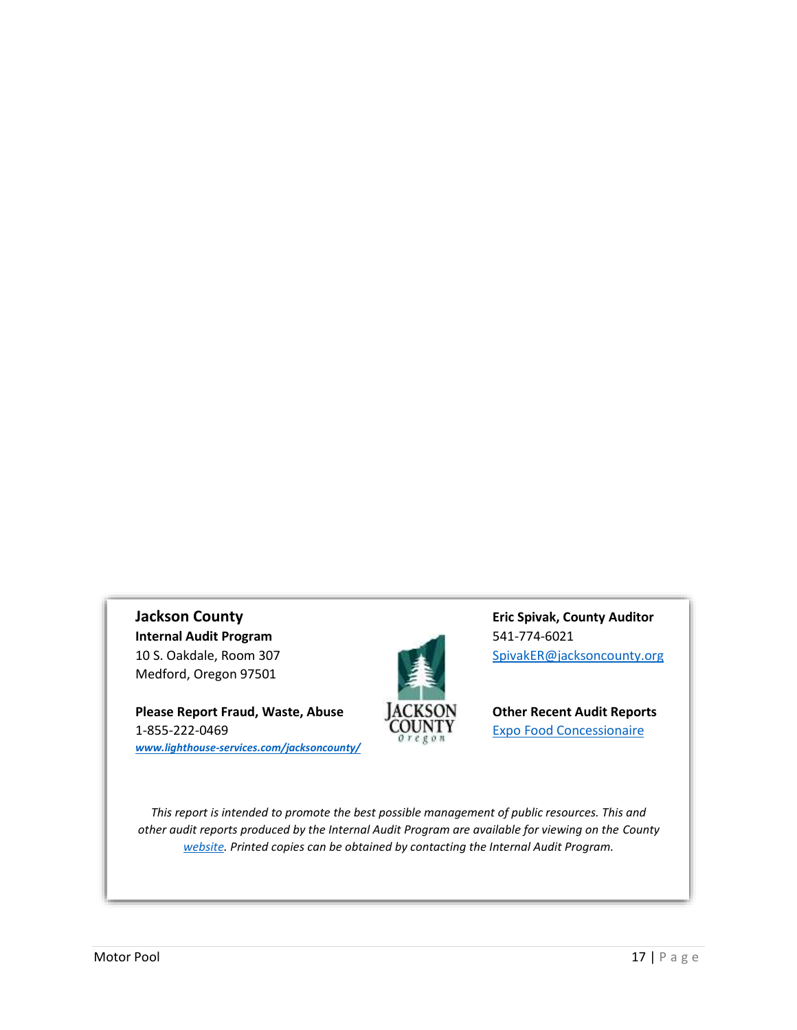**Jackson County**
**Internal Audit Program**
10 S. Oakdale, Room 307
Medford, Oregon 97501

**Please Report Fraud, Waste, Abuse**
1-855-222-0469
***www.lighthouse-services.com/jacksoncounty/***

**Eric Spivak, County Auditor**
541-774-6021
SpivakER@jacksoncounty.org

**Other Recent Audit Reports**
Expo Food Concessionaire

*This report is intended to promote the best possible management of public resources. This and other audit reports produced by the Internal Audit Program are available for viewing on the County website. Printed copies can be obtained by contacting the Internal Audit Program.*